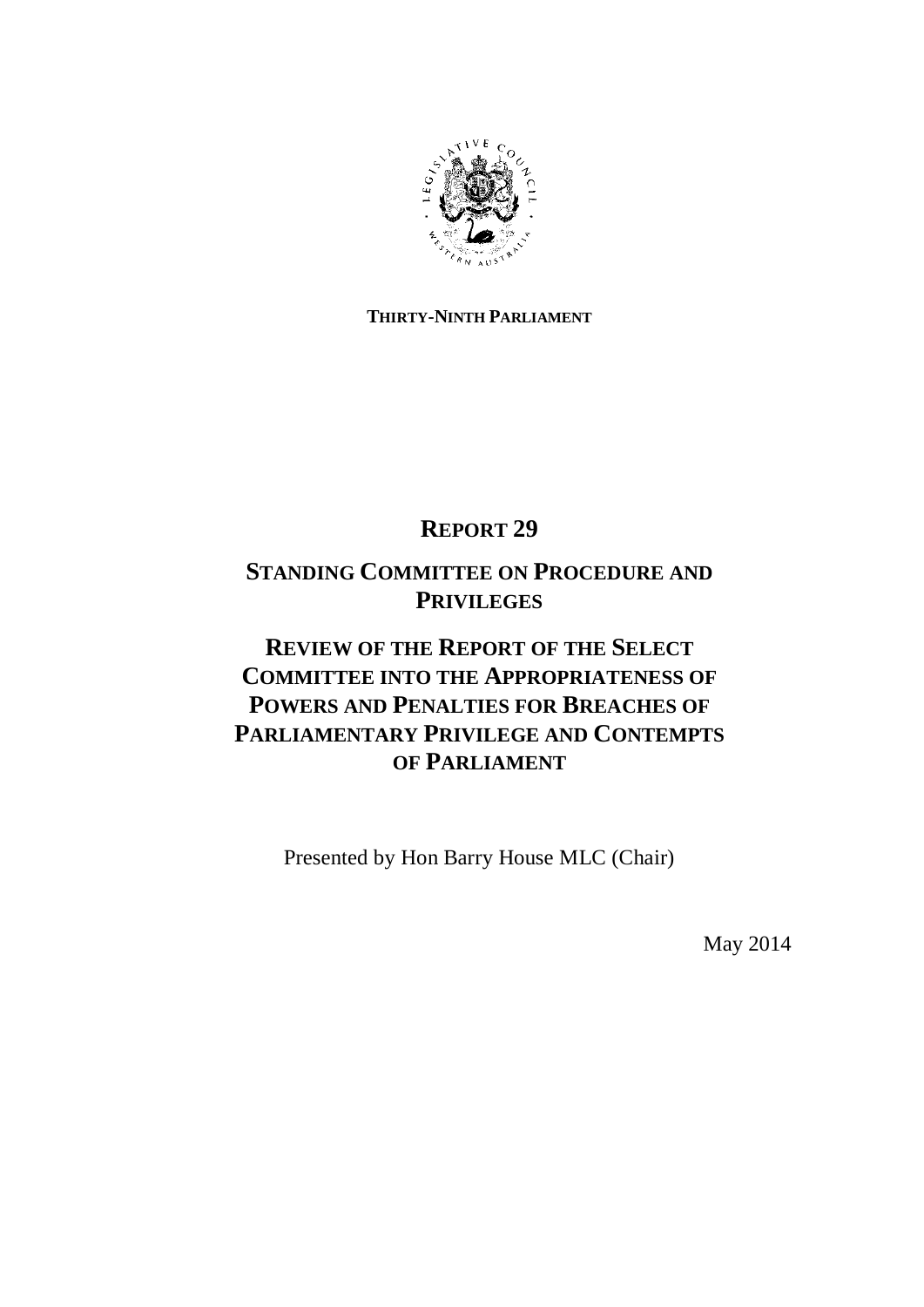**THIRTY-NINTH PARLIAMENT**

# REPORT 29

## STANDING COMMITTEE ON PROCEDURE AND PRIVILEGES

## REVIEW OF THE REPORT OF THE SELECT COMMITTEE INTO THE APPROPRIATENESS OF POWERS AND PENALTIES FOR BREACHES OF PARLIAMENTARY PRIVILEGE AND CONTEMPTS OF PARLIAMENT

Presented by Hon Barry House MLC (Chair)

May 2014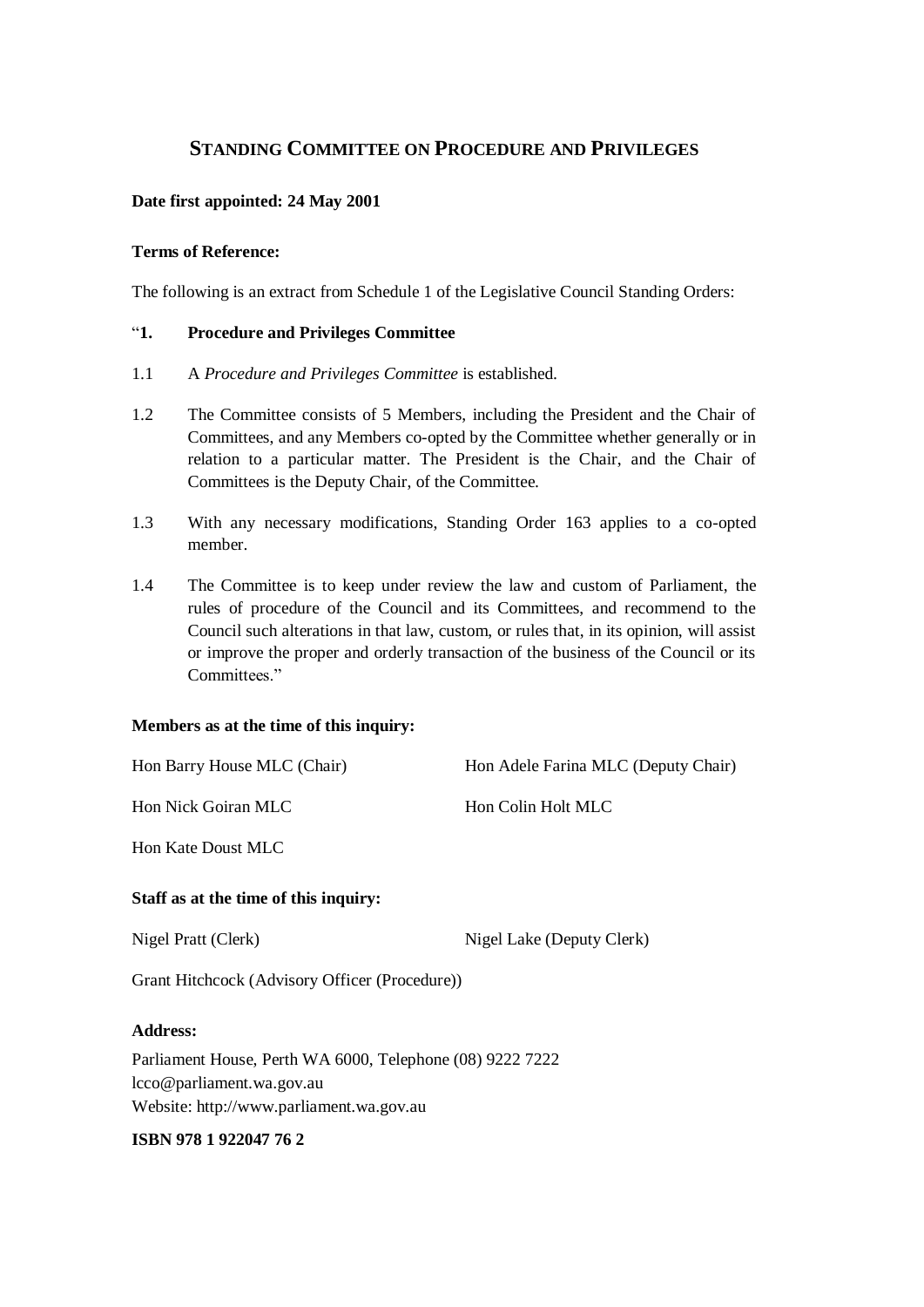# STANDING COMMITTEE ON PROCEDURE AND PRIVILEGES

**Date first appointed: 24 May 2001**

**Terms of Reference:**

The following is an extract from Schedule 1 of the Legislative Council Standing Orders:

"**1. Procedure and Privileges Committee**

1.1 A *Procedure and Privileges Committee* is established.

1.2 The Committee consists of 5 Members, including the President and the Chair of Committees, and any Members co-opted by the Committee whether generally or in relation to a particular matter. The President is the Chair, and the Chair of Committees is the Deputy Chair, of the Committee.

1.3 With any necessary modifications, Standing Order 163 applies to a co-opted member.

1.4 The Committee is to keep under review the law and custom of Parliament, the rules of procedure of the Council and its Committees, and recommend to the Council such alterations in that law, custom, or rules that, in its opinion, will assist or improve the proper and orderly transaction of the business of the Council or its Committees."

**Members as at the time of this inquiry:**

Hon Barry House MLC (Chair)

Hon Adele Farina MLC (Deputy Chair)

Hon Nick Goiran MLC

Hon Colin Holt MLC

Hon Kate Doust MLC

**Staff as at the time of this inquiry:**

Nigel Pratt (Clerk)

Nigel Lake (Deputy Clerk)

Grant Hitchcock (Advisory Officer (Procedure))

**Address:**

Parliament House, Perth WA 6000, Telephone (08) 9222 7222
lcco@parliament.wa.gov.au
Website: http://www.parliament.wa.gov.au

**ISBN 978 1 922047 76 2**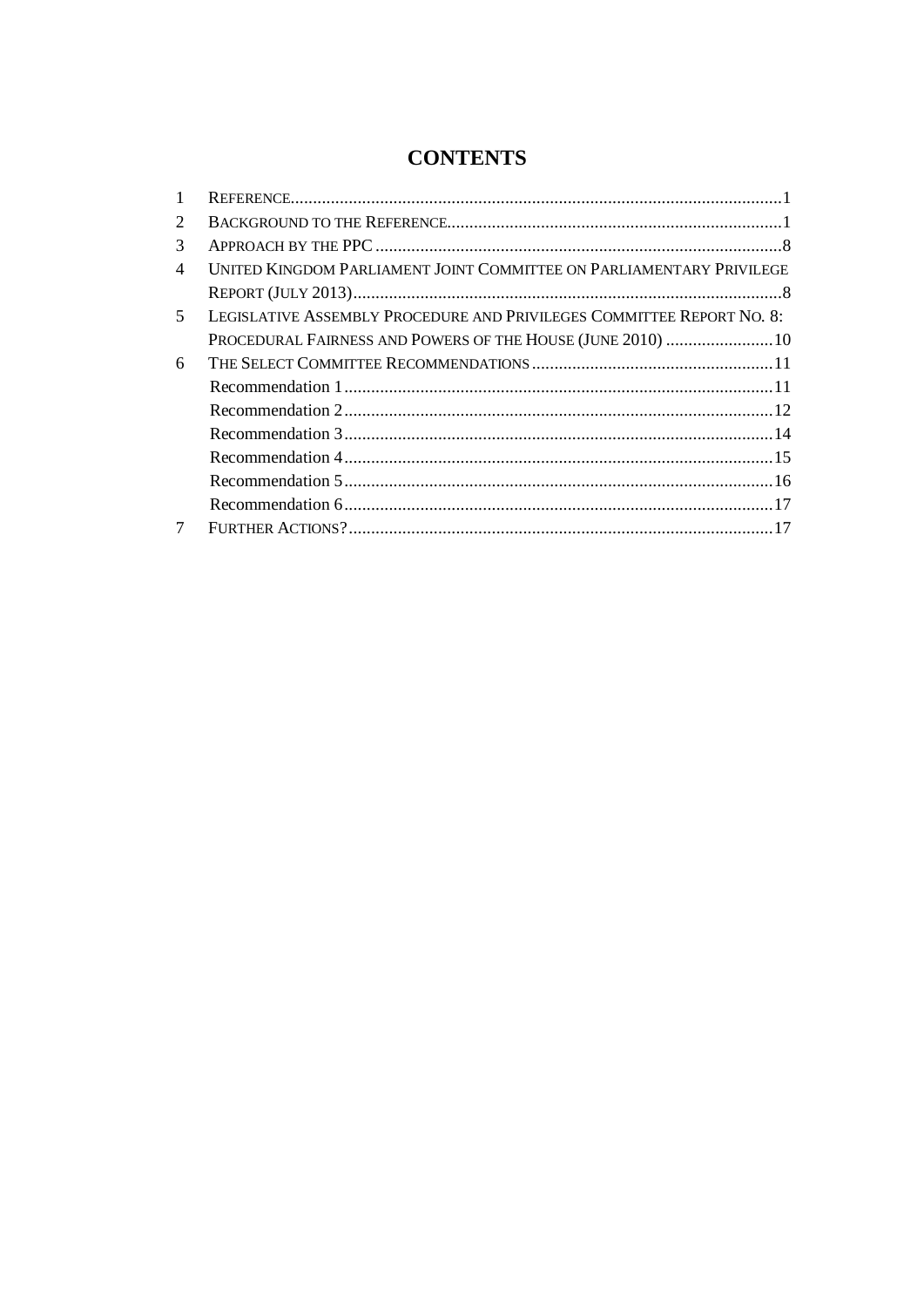# CONTENTS

| | | |
|---|---|---|
| 1 | REFERENCE | 1 |
| 2 | BACKGROUND TO THE REFERENCE | 1 |
| 3 | APPROACH BY THE PPC | 8 |
| 4 | UNITED KINGDOM PARLIAMENT JOINT COMMITTEE ON PARLIAMENTARY PRIVILEGE REPORT (JULY 2013) | 8 |
| 5 | LEGISLATIVE ASSEMBLY PROCEDURE AND PRIVILEGES COMMITTEE REPORT NO. 8: PROCEDURAL FAIRNESS AND POWERS OF THE HOUSE (JUNE 2010) | 10 |
| 6 | THE SELECT COMMITTEE RECOMMENDATIONS | 11 |
| | Recommendation 1 | 11 |
| | Recommendation 2 | 12 |
| | Recommendation 3 | 14 |
| | Recommendation 4 | 15 |
| | Recommendation 5 | 16 |
| | Recommendation 6 | 17 |
| 7 | FURTHER ACTIONS? | 17 |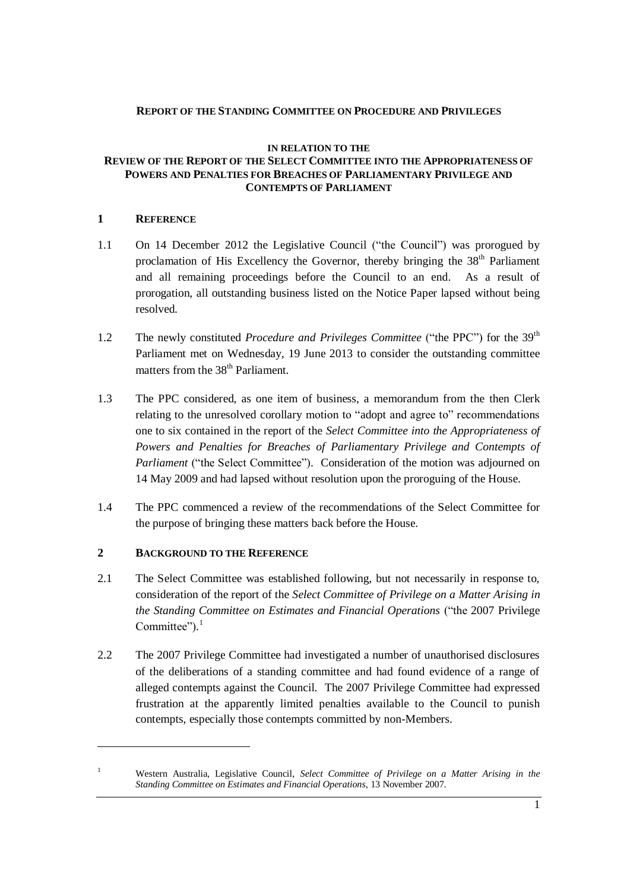**REPORT OF THE STANDING COMMITTEE ON PROCEDURE AND PRIVILEGES**

**IN RELATION TO THE**

**REVIEW OF THE REPORT OF THE SELECT COMMITTEE INTO THE APPROPRIATENESS OF POWERS AND PENALTIES FOR BREACHES OF PARLIAMENTARY PRIVILEGE AND CONTEMPTS OF PARLIAMENT**

## 1 REFERENCE

1.1 On 14 December 2012 the Legislative Council ("the Council") was prorogued by proclamation of His Excellency the Governor, thereby bringing the 38th Parliament and all remaining proceedings before the Council to an end. As a result of prorogation, all outstanding business listed on the Notice Paper lapsed without being resolved.

1.2 The newly constituted *Procedure and Privileges Committee* ("the PPC") for the 39th Parliament met on Wednesday, 19 June 2013 to consider the outstanding committee matters from the 38th Parliament.

1.3 The PPC considered, as one item of business, a memorandum from the then Clerk relating to the unresolved corollary motion to "adopt and agree to" recommendations one to six contained in the report of the *Select Committee into the Appropriateness of Powers and Penalties for Breaches of Parliamentary Privilege and Contempts of Parliament* ("the Select Committee"). Consideration of the motion was adjourned on 14 May 2009 and had lapsed without resolution upon the proroguing of the House.

1.4 The PPC commenced a review of the recommendations of the Select Committee for the purpose of bringing these matters back before the House.

## 2 BACKGROUND TO THE REFERENCE

2.1 The Select Committee was established following, but not necessarily in response to, consideration of the report of the *Select Committee of Privilege on a Matter Arising in the Standing Committee on Estimates and Financial Operations* ("the 2007 Privilege Committee").[1]

2.2 The 2007 Privilege Committee had investigated a number of unauthorised disclosures of the deliberations of a standing committee and had found evidence of a range of alleged contempts against the Council. The 2007 Privilege Committee had expressed frustration at the apparently limited penalties available to the Council to punish contempts, especially those contempts committed by non-Members.

---

[1] Western Australia, Legislative Council, *Select Committee of Privilege on a Matter Arising in the Standing Committee on Estimates and Financial Operations*, 13 November 2007.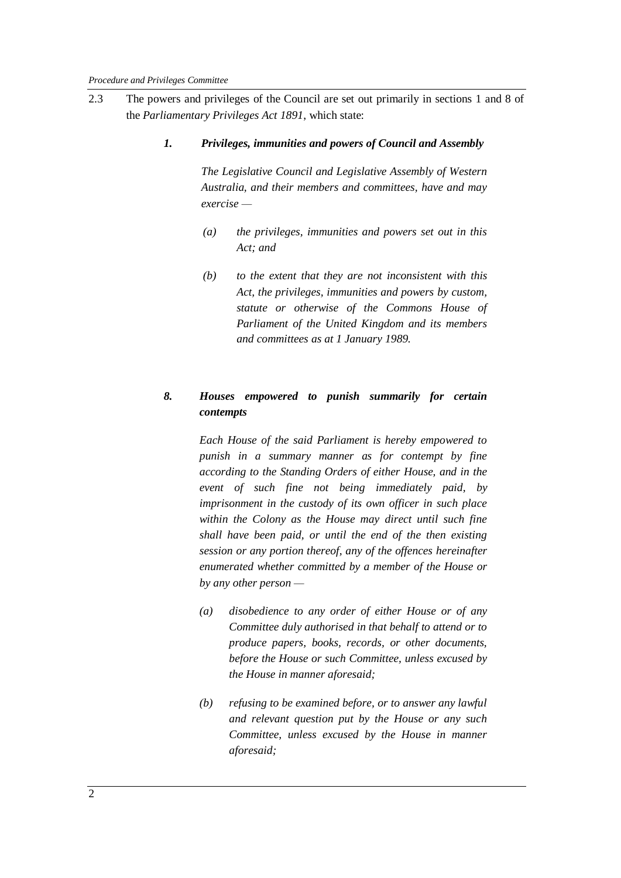2.3 The powers and privileges of the Council are set out primarily in sections 1 and 8 of the *Parliamentary Privileges Act 1891*, which state:

> ***1. Privileges, immunities and powers of Council and Assembly***
>
> *The Legislative Council and Legislative Assembly of Western Australia, and their members and committees, have and may exercise —*
>
> *(a) the privileges, immunities and powers set out in this Act; and*
>
> *(b) to the extent that they are not inconsistent with this Act, the privileges, immunities and powers by custom, statute or otherwise of the Commons House of Parliament of the United Kingdom and its members and committees as at 1 January 1989.*
>
> ***8. Houses empowered to punish summarily for certain contempts***
>
> *Each House of the said Parliament is hereby empowered to punish in a summary manner as for contempt by fine according to the Standing Orders of either House, and in the event of such fine not being immediately paid, by imprisonment in the custody of its own officer in such place within the Colony as the House may direct until such fine shall have been paid, or until the end of the then existing session or any portion thereof, any of the offences hereinafter enumerated whether committed by a member of the House or by any other person —*
>
> *(a) disobedience to any order of either House or of any Committee duly authorised in that behalf to attend or to produce papers, books, records, or other documents, before the House or such Committee, unless excused by the House in manner aforesaid;*
>
> *(b) refusing to be examined before, or to answer any lawful and relevant question put by the House or any such Committee, unless excused by the House in manner aforesaid;*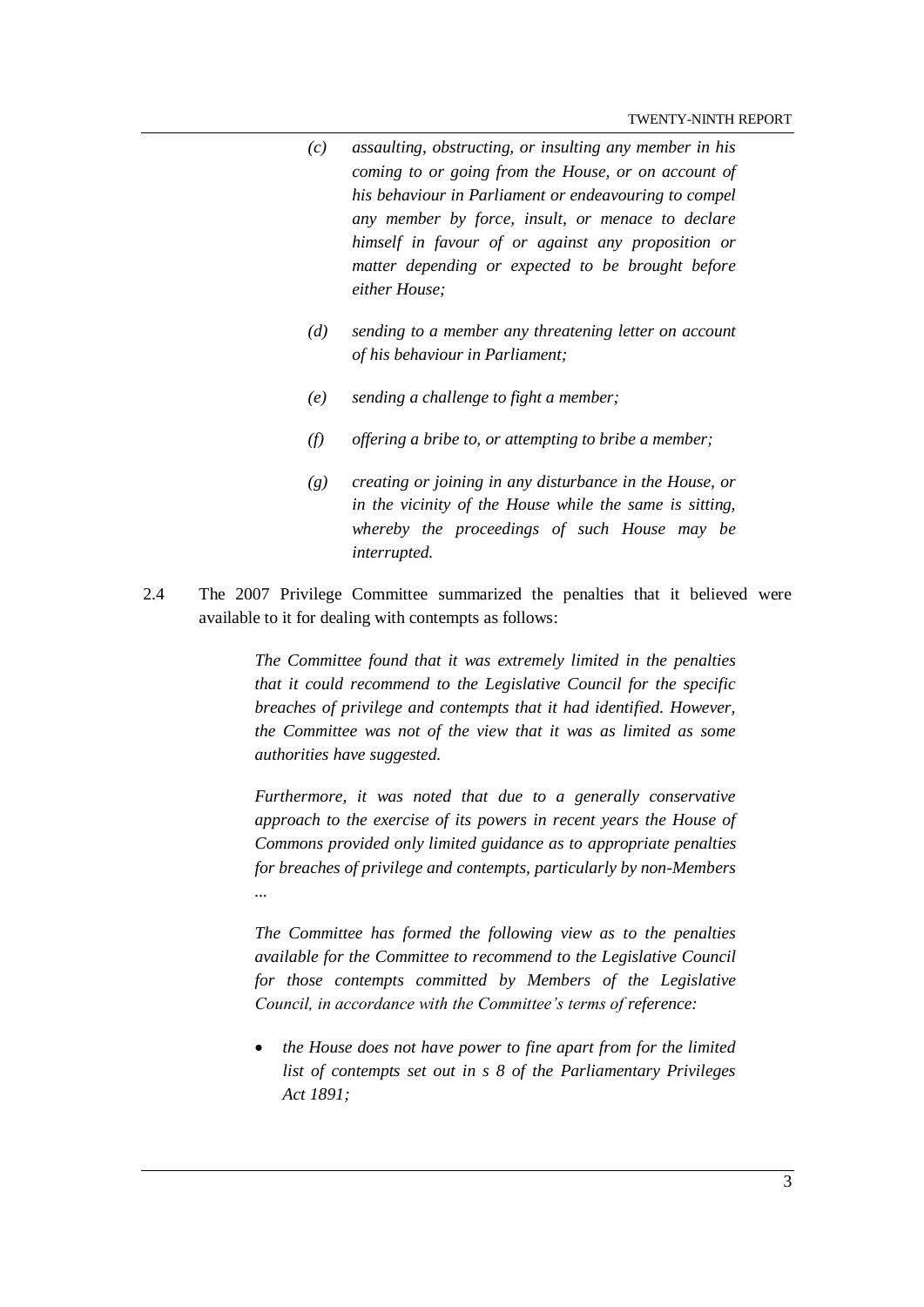- *(c)* *assaulting, obstructing, or insulting any member in his coming to or going from the House, or on account of his behaviour in Parliament or endeavouring to compel any member by force, insult, or menace to declare himself in favour of or against any proposition or matter depending or expected to be brought before either House;*

- *(d)* *sending to a member any threatening letter on account of his behaviour in Parliament;*

- *(e)* *sending a challenge to fight a member;*

- *(f)* *offering a bribe to, or attempting to bribe a member;*

- *(g)* *creating or joining in any disturbance in the House, or in the vicinity of the House while the same is sitting, whereby the proceedings of such House may be interrupted.*

2.4 The 2007 Privilege Committee summarized the penalties that it believed were available to it for dealing with contempts as follows:

> *The Committee found that it was extremely limited in the penalties that it could recommend to the Legislative Council for the specific breaches of privilege and contempts that it had identified. However, the Committee was not of the view that it was as limited as some authorities have suggested.*
>
> *Furthermore, it was noted that due to a generally conservative approach to the exercise of its powers in recent years the House of Commons provided only limited guidance as to appropriate penalties for breaches of privilege and contempts, particularly by non-Members ...*
>
> *The Committee has formed the following view as to the penalties available for the Committee to recommend to the Legislative Council for those contempts committed by Members of the Legislative Council, in accordance with the Committee's terms of reference:*
>
> - *the House does not have power to fine apart from for the limited list of contempts set out in s 8 of the Parliamentary Privileges Act 1891;*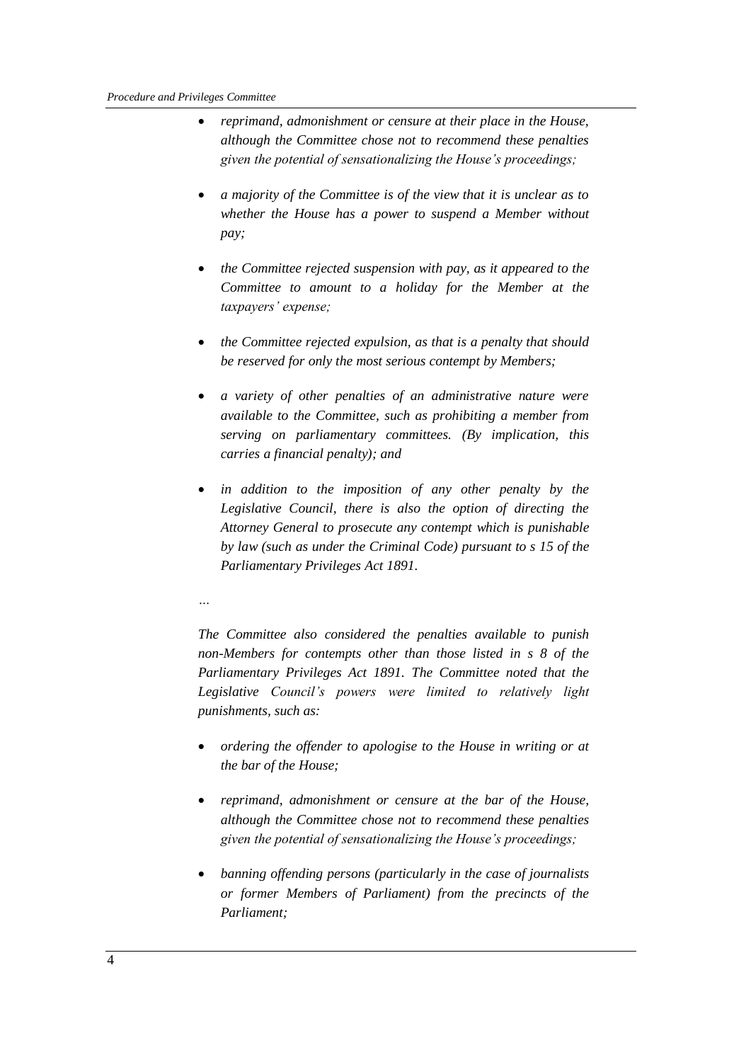- *reprimand, admonishment or censure at their place in the House, although the Committee chose not to recommend these penalties given the potential of sensationalizing the House's proceedings;*

- *a majority of the Committee is of the view that it is unclear as to whether the House has a power to suspend a Member without pay;*

- *the Committee rejected suspension with pay, as it appeared to the Committee to amount to a holiday for the Member at the taxpayers' expense;*

- *the Committee rejected expulsion, as that is a penalty that should be reserved for only the most serious contempt by Members;*

- *a variety of other penalties of an administrative nature were available to the Committee, such as prohibiting a member from serving on parliamentary committees. (By implication, this carries a financial penalty); and*

- *in addition to the imposition of any other penalty by the Legislative Council, there is also the option of directing the Attorney General to prosecute any contempt which is punishable by law (such as under the Criminal Code) pursuant to s 15 of the Parliamentary Privileges Act 1891.*

*…*

*The Committee also considered the penalties available to punish non-Members for contempts other than those listed in s 8 of the Parliamentary Privileges Act 1891. The Committee noted that the Legislative Council's powers were limited to relatively light punishments, such as:*

- *ordering the offender to apologise to the House in writing or at the bar of the House;*

- *reprimand, admonishment or censure at the bar of the House, although the Committee chose not to recommend these penalties given the potential of sensationalizing the House's proceedings;*

- *banning offending persons (particularly in the case of journalists or former Members of Parliament) from the precincts of the Parliament;*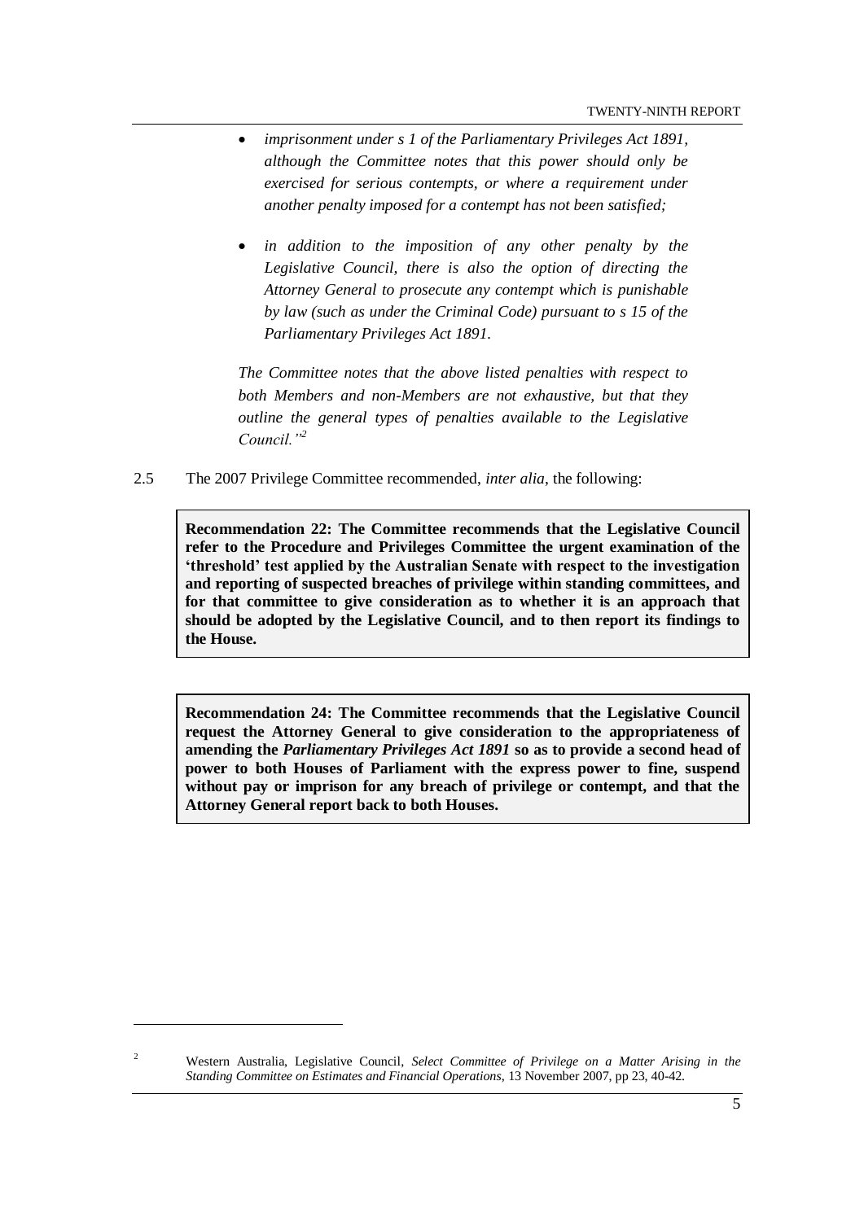- *imprisonment under s 1 of the Parliamentary Privileges Act 1891, although the Committee notes that this power should only be exercised for serious contempts, or where a requirement under another penalty imposed for a contempt has not been satisfied;*

- *in addition to the imposition of any other penalty by the Legislative Council, there is also the option of directing the Attorney General to prosecute any contempt which is punishable by law (such as under the Criminal Code) pursuant to s 15 of the Parliamentary Privileges Act 1891.*

*The Committee notes that the above listed penalties with respect to both Members and non-Members are not exhaustive, but that they outline the general types of penalties available to the Legislative Council."*[2]

2.5 The 2007 Privilege Committee recommended, *inter alia*, the following:

> **Recommendation 22: The Committee recommends that the Legislative Council refer to the Procedure and Privileges Committee the urgent examination of the 'threshold' test applied by the Australian Senate with respect to the investigation and reporting of suspected breaches of privilege within standing committees, and for that committee to give consideration as to whether it is an approach that should be adopted by the Legislative Council, and to then report its findings to the House.**

> **Recommendation 24: The Committee recommends that the Legislative Council request the Attorney General to give consideration to the appropriateness of amending the *Parliamentary Privileges Act 1891* so as to provide a second head of power to both Houses of Parliament with the express power to fine, suspend without pay or imprison for any breach of privilege or contempt, and that the Attorney General report back to both Houses.**

---

[2] Western Australia, Legislative Council, *Select Committee of Privilege on a Matter Arising in the Standing Committee on Estimates and Financial Operations*, 13 November 2007, pp 23, 40-42.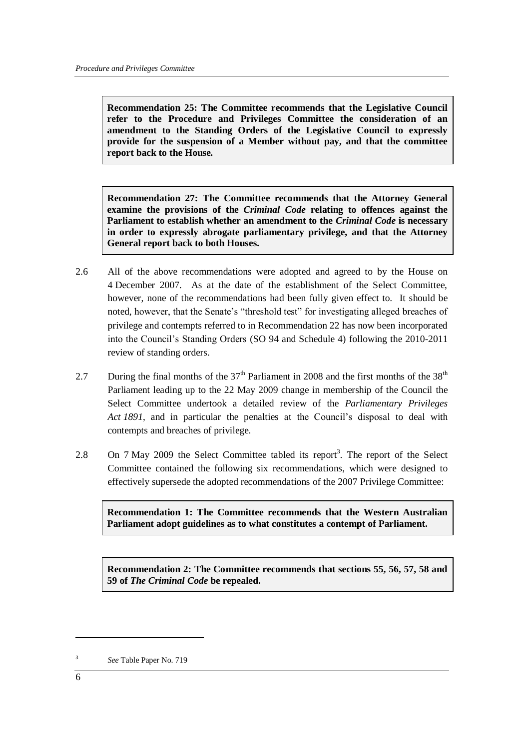**Recommendation 25: The Committee recommends that the Legislative Council refer to the Procedure and Privileges Committee the consideration of an amendment to the Standing Orders of the Legislative Council to expressly provide for the suspension of a Member without pay, and that the committee report back to the House.**

**Recommendation 27: The Committee recommends that the Attorney General examine the provisions of the *Criminal Code* relating to offences against the Parliament to establish whether an amendment to the *Criminal Code* is necessary in order to expressly abrogate parliamentary privilege, and that the Attorney General report back to both Houses.**

2.6 All of the above recommendations were adopted and agreed to by the House on 4 December 2007. As at the date of the establishment of the Select Committee, however, none of the recommendations had been fully given effect to. It should be noted, however, that the Senate's "threshold test" for investigating alleged breaches of privilege and contempts referred to in Recommendation 22 has now been incorporated into the Council's Standing Orders (SO 94 and Schedule 4) following the 2010-2011 review of standing orders.

2.7 During the final months of the 37th Parliament in 2008 and the first months of the 38th Parliament leading up to the 22 May 2009 change in membership of the Council the Select Committee undertook a detailed review of the *Parliamentary Privileges Act 1891*, and in particular the penalties at the Council's disposal to deal with contempts and breaches of privilege.

2.8 On 7 May 2009 the Select Committee tabled its report[3]. The report of the Select Committee contained the following six recommendations, which were designed to effectively supersede the adopted recommendations of the 2007 Privilege Committee:

**Recommendation 1: The Committee recommends that the Western Australian Parliament adopt guidelines as to what constitutes a contempt of Parliament.**

**Recommendation 2: The Committee recommends that sections 55, 56, 57, 58 and 59 of *The Criminal Code* be repealed.**

---

[3] *See* Table Paper No. 719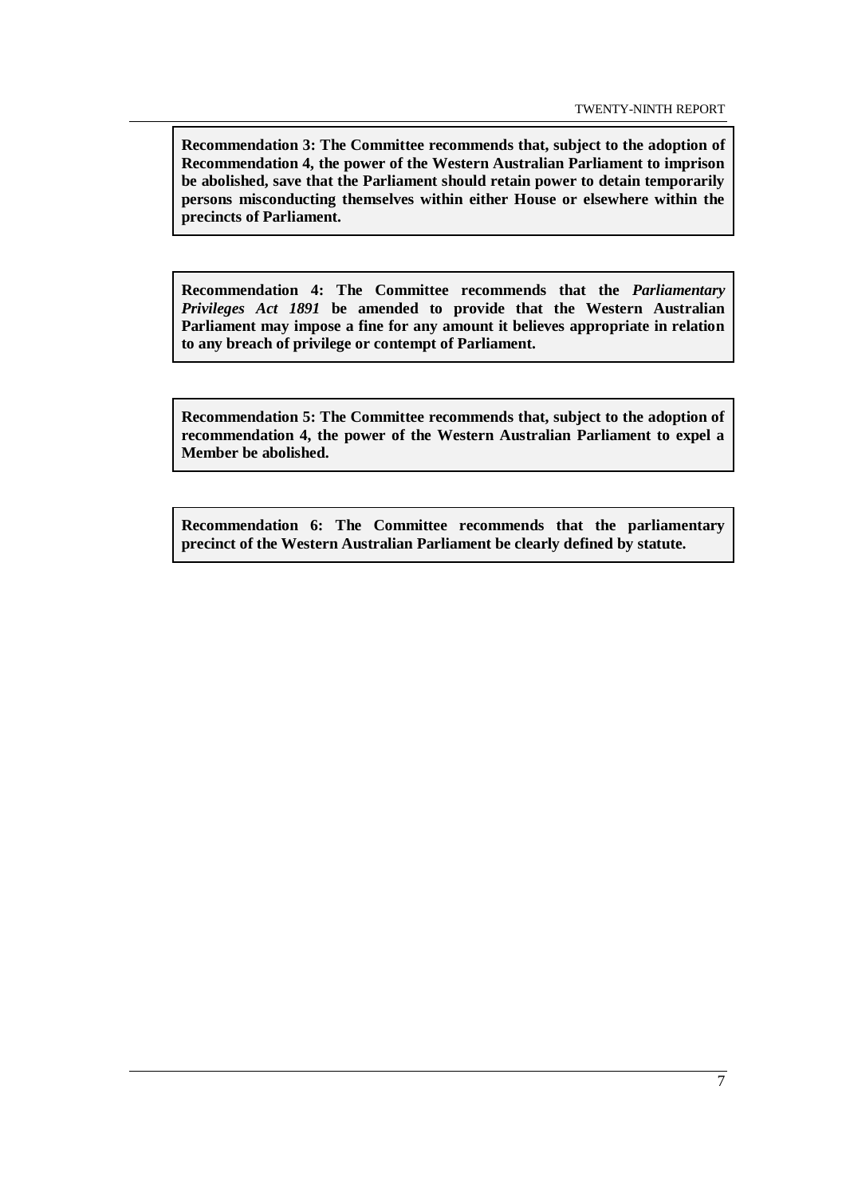**Recommendation 3: The Committee recommends that, subject to the adoption of Recommendation 4, the power of the Western Australian Parliament to imprison be abolished, save that the Parliament should retain power to detain temporarily persons misconducting themselves within either House or elsewhere within the precincts of Parliament.**

**Recommendation 4: The Committee recommends that the *Parliamentary Privileges Act 1891* be amended to provide that the Western Australian Parliament may impose a fine for any amount it believes appropriate in relation to any breach of privilege or contempt of Parliament.**

**Recommendation 5: The Committee recommends that, subject to the adoption of recommendation 4, the power of the Western Australian Parliament to expel a Member be abolished.**

**Recommendation 6: The Committee recommends that the parliamentary precinct of the Western Australian Parliament be clearly defined by statute.**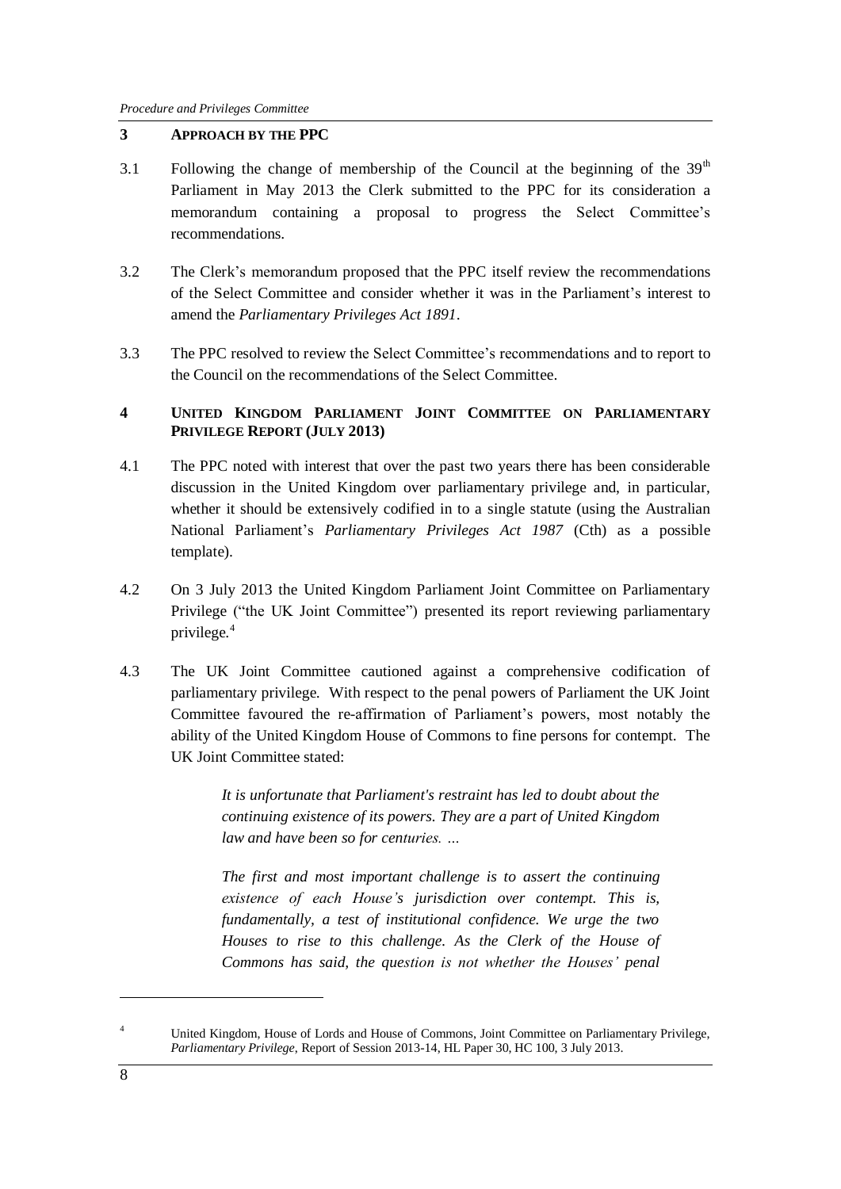## 3 APPROACH BY THE PPC

3.1 Following the change of membership of the Council at the beginning of the 39th Parliament in May 2013 the Clerk submitted to the PPC for its consideration a memorandum containing a proposal to progress the Select Committee's recommendations.

3.2 The Clerk's memorandum proposed that the PPC itself review the recommendations of the Select Committee and consider whether it was in the Parliament's interest to amend the *Parliamentary Privileges Act 1891*.

3.3 The PPC resolved to review the Select Committee's recommendations and to report to the Council on the recommendations of the Select Committee.

## 4 UNITED KINGDOM PARLIAMENT JOINT COMMITTEE ON PARLIAMENTARY PRIVILEGE REPORT (JULY 2013)

4.1 The PPC noted with interest that over the past two years there has been considerable discussion in the United Kingdom over parliamentary privilege and, in particular, whether it should be extensively codified in to a single statute (using the Australian National Parliament's *Parliamentary Privileges Act 1987* (Cth) as a possible template).

4.2 On 3 July 2013 the United Kingdom Parliament Joint Committee on Parliamentary Privilege ("the UK Joint Committee") presented its report reviewing parliamentary privilege.[4]

4.3 The UK Joint Committee cautioned against a comprehensive codification of parliamentary privilege. With respect to the penal powers of Parliament the UK Joint Committee favoured the re-affirmation of Parliament's powers, most notably the ability of the United Kingdom House of Commons to fine persons for contempt. The UK Joint Committee stated:

> *It is unfortunate that Parliament's restraint has led to doubt about the continuing existence of its powers. They are a part of United Kingdom law and have been so for centuries. …*
>
> *The first and most important challenge is to assert the continuing existence of each House's jurisdiction over contempt. This is, fundamentally, a test of institutional confidence. We urge the two Houses to rise to this challenge. As the Clerk of the House of Commons has said, the question is not whether the Houses' penal*

---

[4] United Kingdom, House of Lords and House of Commons, Joint Committee on Parliamentary Privilege, *Parliamentary Privilege*, Report of Session 2013-14, HL Paper 30, HC 100, 3 July 2013.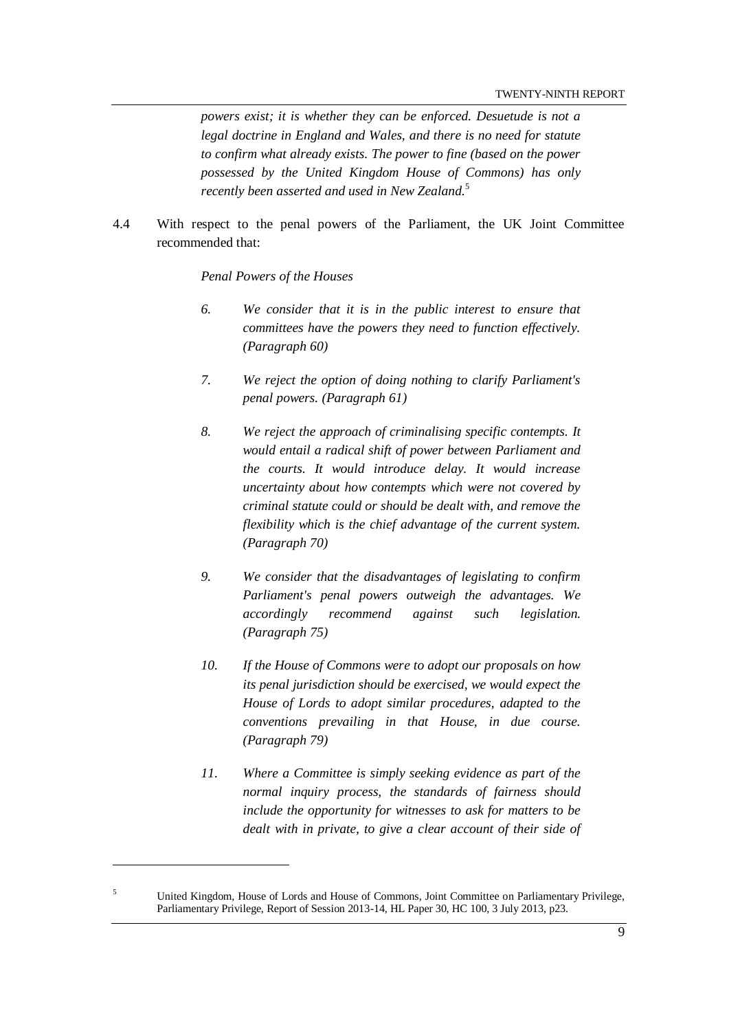*powers exist; it is whether they can be enforced. Desuetude is not a legal doctrine in England and Wales, and there is no need for statute to confirm what already exists. The power to fine (based on the power possessed by the United Kingdom House of Commons) has only recently been asserted and used in New Zealand.*[5]

4.4 With respect to the penal powers of the Parliament, the UK Joint Committee recommended that:

*Penal Powers of the Houses*

*6. We consider that it is in the public interest to ensure that committees have the powers they need to function effectively. (Paragraph 60)*

*7. We reject the option of doing nothing to clarify Parliament's penal powers. (Paragraph 61)*

*8. We reject the approach of criminalising specific contempts. It would entail a radical shift of power between Parliament and the courts. It would introduce delay. It would increase uncertainty about how contempts which were not covered by criminal statute could or should be dealt with, and remove the flexibility which is the chief advantage of the current system. (Paragraph 70)*

*9. We consider that the disadvantages of legislating to confirm Parliament's penal powers outweigh the advantages. We accordingly recommend against such legislation. (Paragraph 75)*

*10. If the House of Commons were to adopt our proposals on how its penal jurisdiction should be exercised, we would expect the House of Lords to adopt similar procedures, adapted to the conventions prevailing in that House, in due course. (Paragraph 79)*

*11. Where a Committee is simply seeking evidence as part of the normal inquiry process, the standards of fairness should include the opportunity for witnesses to ask for matters to be dealt with in private, to give a clear account of their side of*

---

[5] United Kingdom, House of Lords and House of Commons, Joint Committee on Parliamentary Privilege, Parliamentary Privilege, Report of Session 2013-14, HL Paper 30, HC 100, 3 July 2013, p23.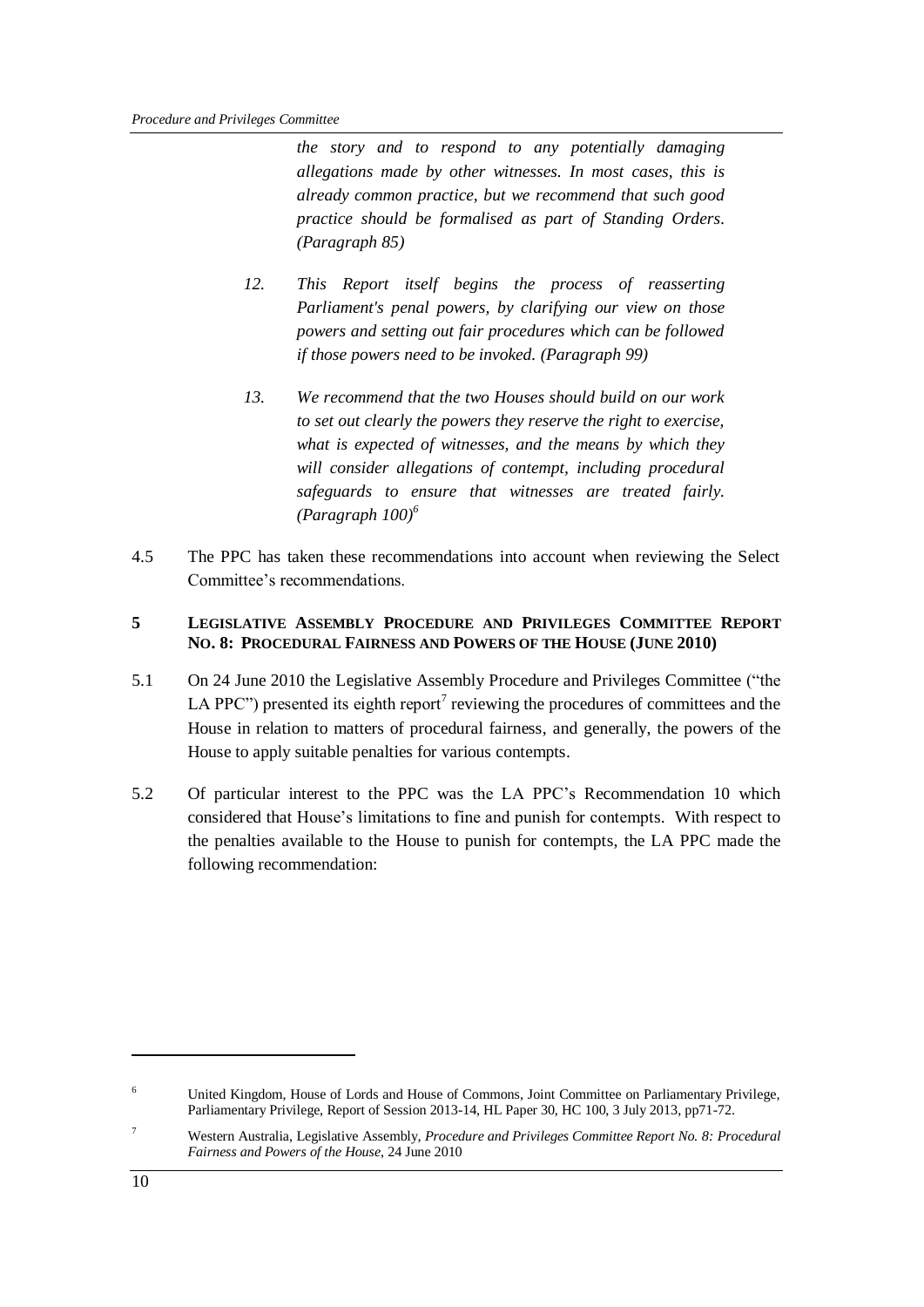*the story and to respond to any potentially damaging allegations made by other witnesses. In most cases, this is already common practice, but we recommend that such good practice should be formalised as part of Standing Orders. (Paragraph 85)*

*12. This Report itself begins the process of reasserting Parliament's penal powers, by clarifying our view on those powers and setting out fair procedures which can be followed if those powers need to be invoked. (Paragraph 99)*

*13. We recommend that the two Houses should build on our work to set out clearly the powers they reserve the right to exercise, what is expected of witnesses, and the means by which they will consider allegations of contempt, including procedural safeguards to ensure that witnesses are treated fairly. (Paragraph 100)*[6]

4.5 The PPC has taken these recommendations into account when reviewing the Select Committee's recommendations.

## 5 LEGISLATIVE ASSEMBLY PROCEDURE AND PRIVILEGES COMMITTEE REPORT NO. 8: PROCEDURAL FAIRNESS AND POWERS OF THE HOUSE (JUNE 2010)

5.1 On 24 June 2010 the Legislative Assembly Procedure and Privileges Committee ("the LA PPC") presented its eighth report[7] reviewing the procedures of committees and the House in relation to matters of procedural fairness, and generally, the powers of the House to apply suitable penalties for various contempts.

5.2 Of particular interest to the PPC was the LA PPC's Recommendation 10 which considered that House's limitations to fine and punish for contempts. With respect to the penalties available to the House to punish for contempts, the LA PPC made the following recommendation:

---

[6] United Kingdom, House of Lords and House of Commons, Joint Committee on Parliamentary Privilege, Parliamentary Privilege, Report of Session 2013-14, HL Paper 30, HC 100, 3 July 2013, pp71-72.

[7] Western Australia, Legislative Assembly, *Procedure and Privileges Committee Report No. 8: Procedural Fairness and Powers of the House*, 24 June 2010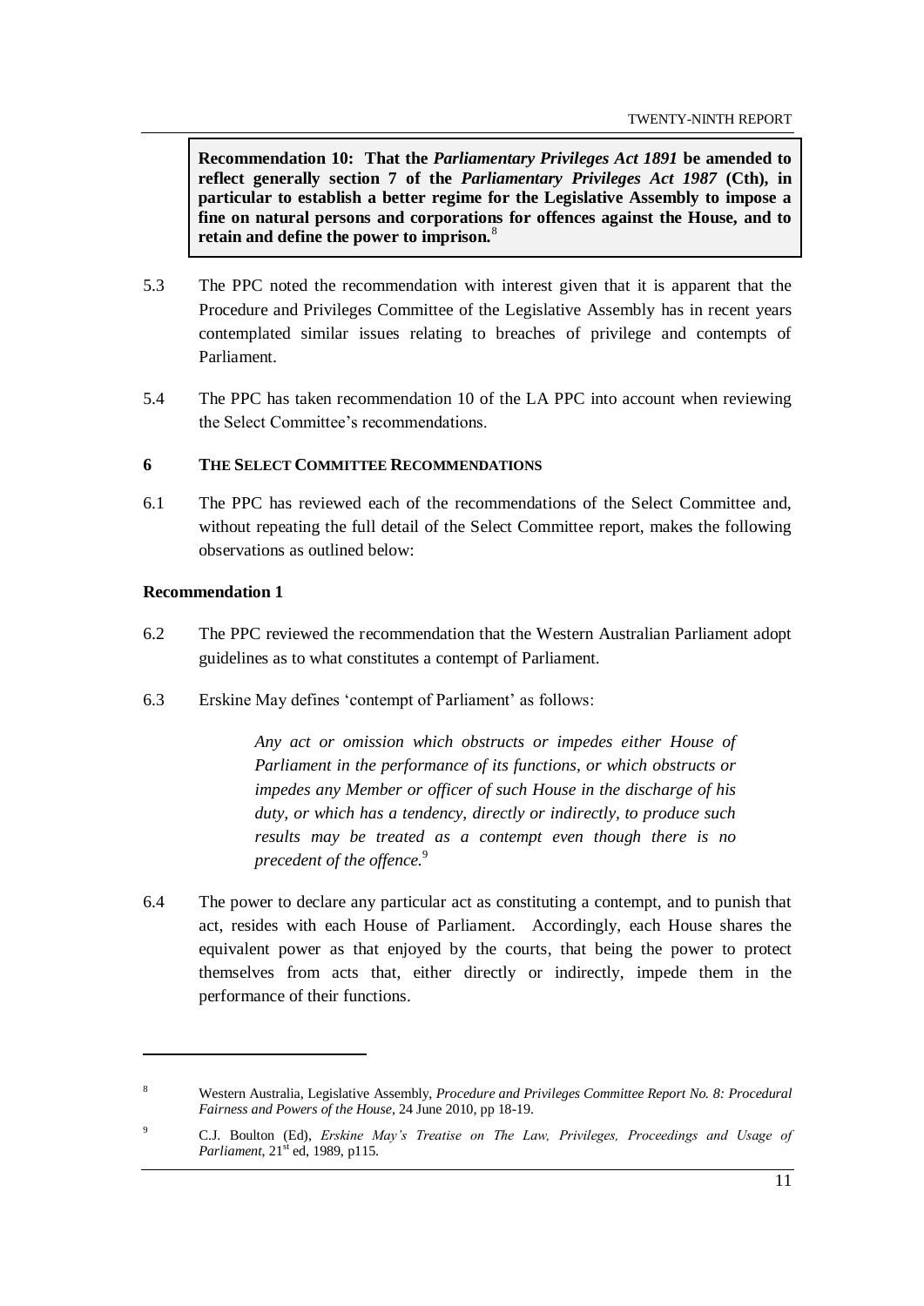**Recommendation 10: That the *Parliamentary Privileges Act 1891* be amended to reflect generally section 7 of the *Parliamentary Privileges Act 1987* (Cth), in particular to establish a better regime for the Legislative Assembly to impose a fine on natural persons and corporations for offences against the House, and to retain and define the power to imprison.**[8]

5.3 The PPC noted the recommendation with interest given that it is apparent that the Procedure and Privileges Committee of the Legislative Assembly has in recent years contemplated similar issues relating to breaches of privilege and contempts of Parliament.

5.4 The PPC has taken recommendation 10 of the LA PPC into account when reviewing the Select Committee's recommendations.

## 6 THE SELECT COMMITTEE RECOMMENDATIONS

6.1 The PPC has reviewed each of the recommendations of the Select Committee and, without repeating the full detail of the Select Committee report, makes the following observations as outlined below:

### Recommendation 1

6.2 The PPC reviewed the recommendation that the Western Australian Parliament adopt guidelines as to what constitutes a contempt of Parliament.

6.3 Erskine May defines 'contempt of Parliament' as follows:

> *Any act or omission which obstructs or impedes either House of Parliament in the performance of its functions, or which obstructs or impedes any Member or officer of such House in the discharge of his duty, or which has a tendency, directly or indirectly, to produce such results may be treated as a contempt even though there is no precedent of the offence.*[9]

6.4 The power to declare any particular act as constituting a contempt, and to punish that act, resides with each House of Parliament. Accordingly, each House shares the equivalent power as that enjoyed by the courts, that being the power to protect themselves from acts that, either directly or indirectly, impede them in the performance of their functions.

---

[8] Western Australia, Legislative Assembly, *Procedure and Privileges Committee Report No. 8: Procedural Fairness and Powers of the House*, 24 June 2010, pp 18-19.

[9] C.J. Boulton (Ed), *Erskine May's Treatise on The Law, Privileges, Proceedings and Usage of Parliament*, 21st ed, 1989, p115.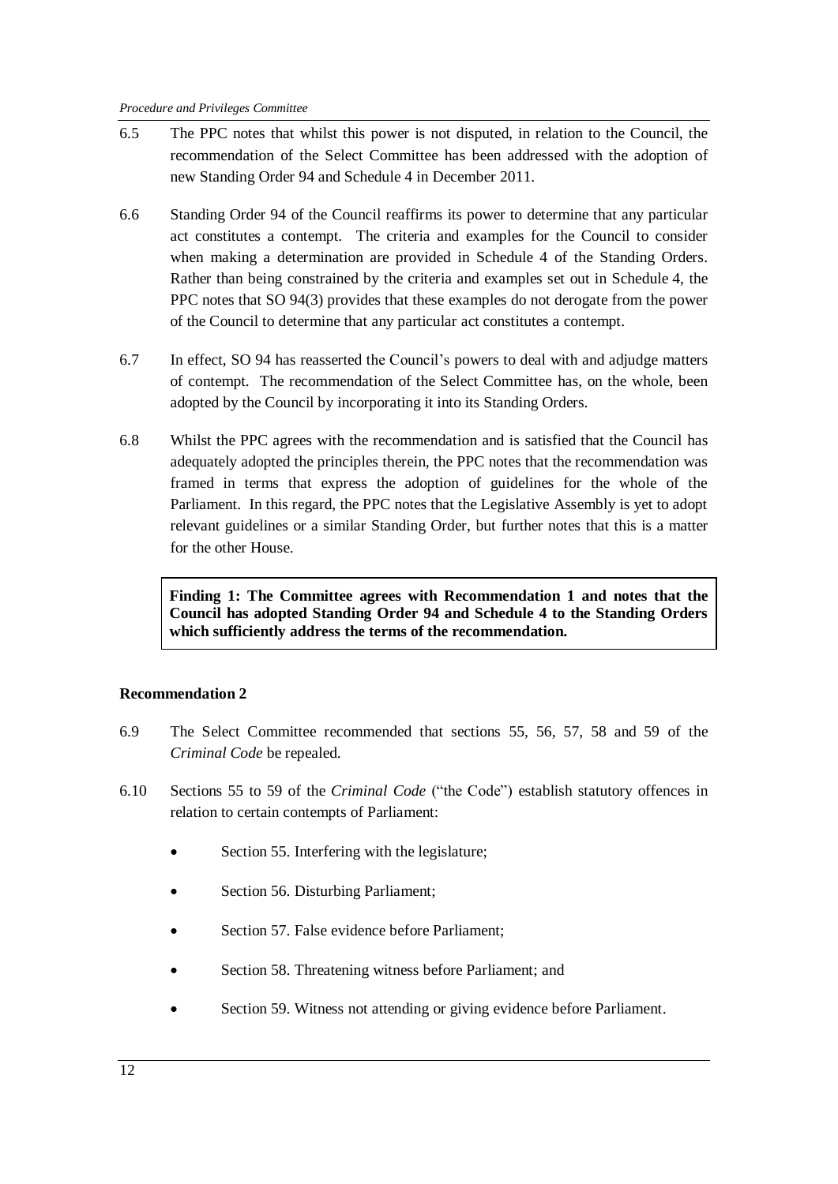6.5 The PPC notes that whilst this power is not disputed, in relation to the Council, the recommendation of the Select Committee has been addressed with the adoption of new Standing Order 94 and Schedule 4 in December 2011.

6.6 Standing Order 94 of the Council reaffirms its power to determine that any particular act constitutes a contempt. The criteria and examples for the Council to consider when making a determination are provided in Schedule 4 of the Standing Orders. Rather than being constrained by the criteria and examples set out in Schedule 4, the PPC notes that SO 94(3) provides that these examples do not derogate from the power of the Council to determine that any particular act constitutes a contempt.

6.7 In effect, SO 94 has reasserted the Council's powers to deal with and adjudge matters of contempt. The recommendation of the Select Committee has, on the whole, been adopted by the Council by incorporating it into its Standing Orders.

6.8 Whilst the PPC agrees with the recommendation and is satisfied that the Council has adequately adopted the principles therein, the PPC notes that the recommendation was framed in terms that express the adoption of guidelines for the whole of the Parliament. In this regard, the PPC notes that the Legislative Assembly is yet to adopt relevant guidelines or a similar Standing Order, but further notes that this is a matter for the other House.

> **Finding 1: The Committee agrees with Recommendation 1 and notes that the Council has adopted Standing Order 94 and Schedule 4 to the Standing Orders which sufficiently address the terms of the recommendation.**

**Recommendation 2**

6.9 The Select Committee recommended that sections 55, 56, 57, 58 and 59 of the *Criminal Code* be repealed.

6.10 Sections 55 to 59 of the *Criminal Code* ("the Code") establish statutory offences in relation to certain contempts of Parliament:

- Section 55. Interfering with the legislature;
- Section 56. Disturbing Parliament;
- Section 57. False evidence before Parliament;
- Section 58. Threatening witness before Parliament; and
- Section 59. Witness not attending or giving evidence before Parliament.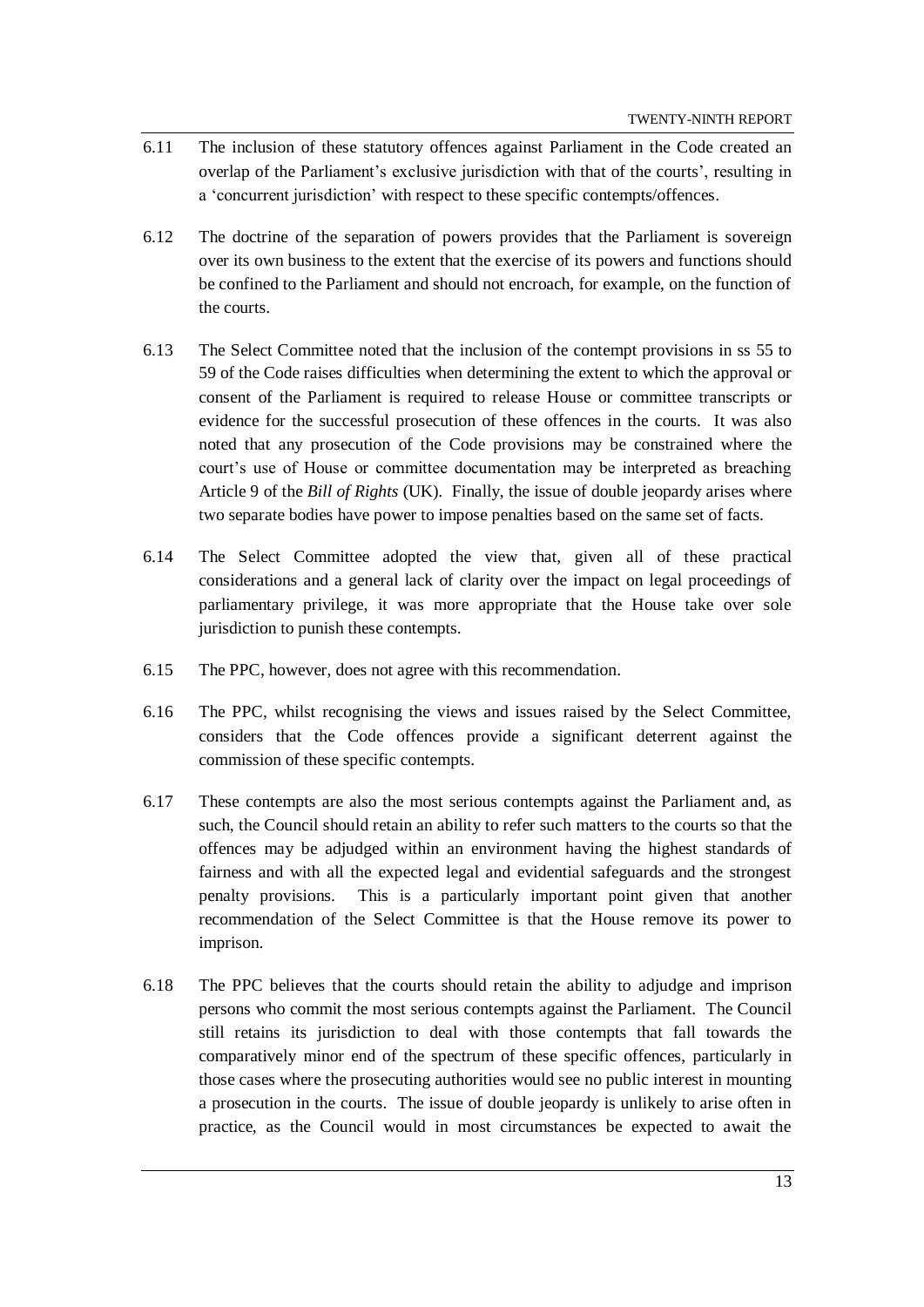6.11 The inclusion of these statutory offences against Parliament in the Code created an overlap of the Parliament's exclusive jurisdiction with that of the courts', resulting in a 'concurrent jurisdiction' with respect to these specific contempts/offences.

6.12 The doctrine of the separation of powers provides that the Parliament is sovereign over its own business to the extent that the exercise of its powers and functions should be confined to the Parliament and should not encroach, for example, on the function of the courts.

6.13 The Select Committee noted that the inclusion of the contempt provisions in ss 55 to 59 of the Code raises difficulties when determining the extent to which the approval or consent of the Parliament is required to release House or committee transcripts or evidence for the successful prosecution of these offences in the courts. It was also noted that any prosecution of the Code provisions may be constrained where the court's use of House or committee documentation may be interpreted as breaching Article 9 of the *Bill of Rights* (UK). Finally, the issue of double jeopardy arises where two separate bodies have power to impose penalties based on the same set of facts.

6.14 The Select Committee adopted the view that, given all of these practical considerations and a general lack of clarity over the impact on legal proceedings of parliamentary privilege, it was more appropriate that the House take over sole jurisdiction to punish these contempts.

6.15 The PPC, however, does not agree with this recommendation.

6.16 The PPC, whilst recognising the views and issues raised by the Select Committee, considers that the Code offences provide a significant deterrent against the commission of these specific contempts.

6.17 These contempts are also the most serious contempts against the Parliament and, as such, the Council should retain an ability to refer such matters to the courts so that the offences may be adjudged within an environment having the highest standards of fairness and with all the expected legal and evidential safeguards and the strongest penalty provisions. This is a particularly important point given that another recommendation of the Select Committee is that the House remove its power to imprison.

6.18 The PPC believes that the courts should retain the ability to adjudge and imprison persons who commit the most serious contempts against the Parliament. The Council still retains its jurisdiction to deal with those contempts that fall towards the comparatively minor end of the spectrum of these specific offences, particularly in those cases where the prosecuting authorities would see no public interest in mounting a prosecution in the courts. The issue of double jeopardy is unlikely to arise often in practice, as the Council would in most circumstances be expected to await the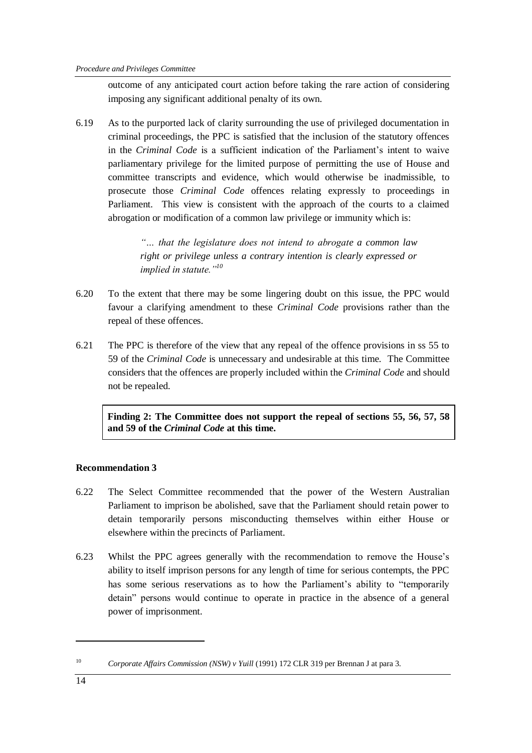outcome of any anticipated court action before taking the rare action of considering imposing any significant additional penalty of its own.

6.19 As to the purported lack of clarity surrounding the use of privileged documentation in criminal proceedings, the PPC is satisfied that the inclusion of the statutory offences in the *Criminal Code* is a sufficient indication of the Parliament's intent to waive parliamentary privilege for the limited purpose of permitting the use of House and committee transcripts and evidence, which would otherwise be inadmissible, to prosecute those *Criminal Code* offences relating expressly to proceedings in Parliament. This view is consistent with the approach of the courts to a claimed abrogation or modification of a common law privilege or immunity which is:

> *"… that the legislature does not intend to abrogate a common law right or privilege unless a contrary intention is clearly expressed or implied in statute."*[10]

6.20 To the extent that there may be some lingering doubt on this issue, the PPC would favour a clarifying amendment to these *Criminal Code* provisions rather than the repeal of these offences.

6.21 The PPC is therefore of the view that any repeal of the offence provisions in ss 55 to 59 of the *Criminal Code* is unnecessary and undesirable at this time. The Committee considers that the offences are properly included within the *Criminal Code* and should not be repealed.

**Finding 2: The Committee does not support the repeal of sections 55, 56, 57, 58 and 59 of the *Criminal Code* at this time.**

**Recommendation 3**

6.22 The Select Committee recommended that the power of the Western Australian Parliament to imprison be abolished, save that the Parliament should retain power to detain temporarily persons misconducting themselves within either House or elsewhere within the precincts of Parliament.

6.23 Whilst the PPC agrees generally with the recommendation to remove the House's ability to itself imprison persons for any length of time for serious contempts, the PPC has some serious reservations as to how the Parliament's ability to "temporarily detain" persons would continue to operate in practice in the absence of a general power of imprisonment.

---

[10] *Corporate Affairs Commission (NSW) v Yuill* (1991) 172 CLR 319 per Brennan J at para 3.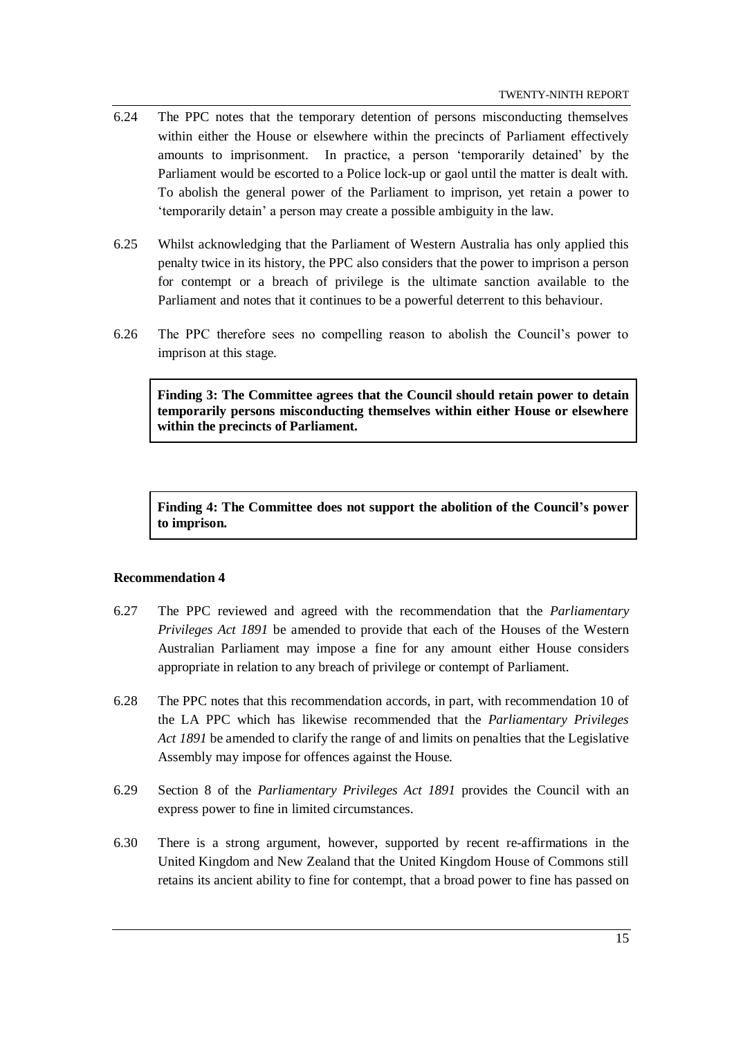6.24 The PPC notes that the temporary detention of persons misconducting themselves within either the House or elsewhere within the precincts of Parliament effectively amounts to imprisonment. In practice, a person 'temporarily detained' by the Parliament would be escorted to a Police lock-up or gaol until the matter is dealt with. To abolish the general power of the Parliament to imprison, yet retain a power to 'temporarily detain' a person may create a possible ambiguity in the law.

6.25 Whilst acknowledging that the Parliament of Western Australia has only applied this penalty twice in its history, the PPC also considers that the power to imprison a person for contempt or a breach of privilege is the ultimate sanction available to the Parliament and notes that it continues to be a powerful deterrent to this behaviour.

6.26 The PPC therefore sees no compelling reason to abolish the Council's power to imprison at this stage.

> **Finding 3: The Committee agrees that the Council should retain power to detain temporarily persons misconducting themselves within either House or elsewhere within the precincts of Parliament.**

> **Finding 4: The Committee does not support the abolition of the Council's power to imprison.**

**Recommendation 4**

6.27 The PPC reviewed and agreed with the recommendation that the *Parliamentary Privileges Act 1891* be amended to provide that each of the Houses of the Western Australian Parliament may impose a fine for any amount either House considers appropriate in relation to any breach of privilege or contempt of Parliament.

6.28 The PPC notes that this recommendation accords, in part, with recommendation 10 of the LA PPC which has likewise recommended that the *Parliamentary Privileges Act 1891* be amended to clarify the range of and limits on penalties that the Legislative Assembly may impose for offences against the House.

6.29 Section 8 of the *Parliamentary Privileges Act 1891* provides the Council with an express power to fine in limited circumstances.

6.30 There is a strong argument, however, supported by recent re-affirmations in the United Kingdom and New Zealand that the United Kingdom House of Commons still retains its ancient ability to fine for contempt, that a broad power to fine has passed on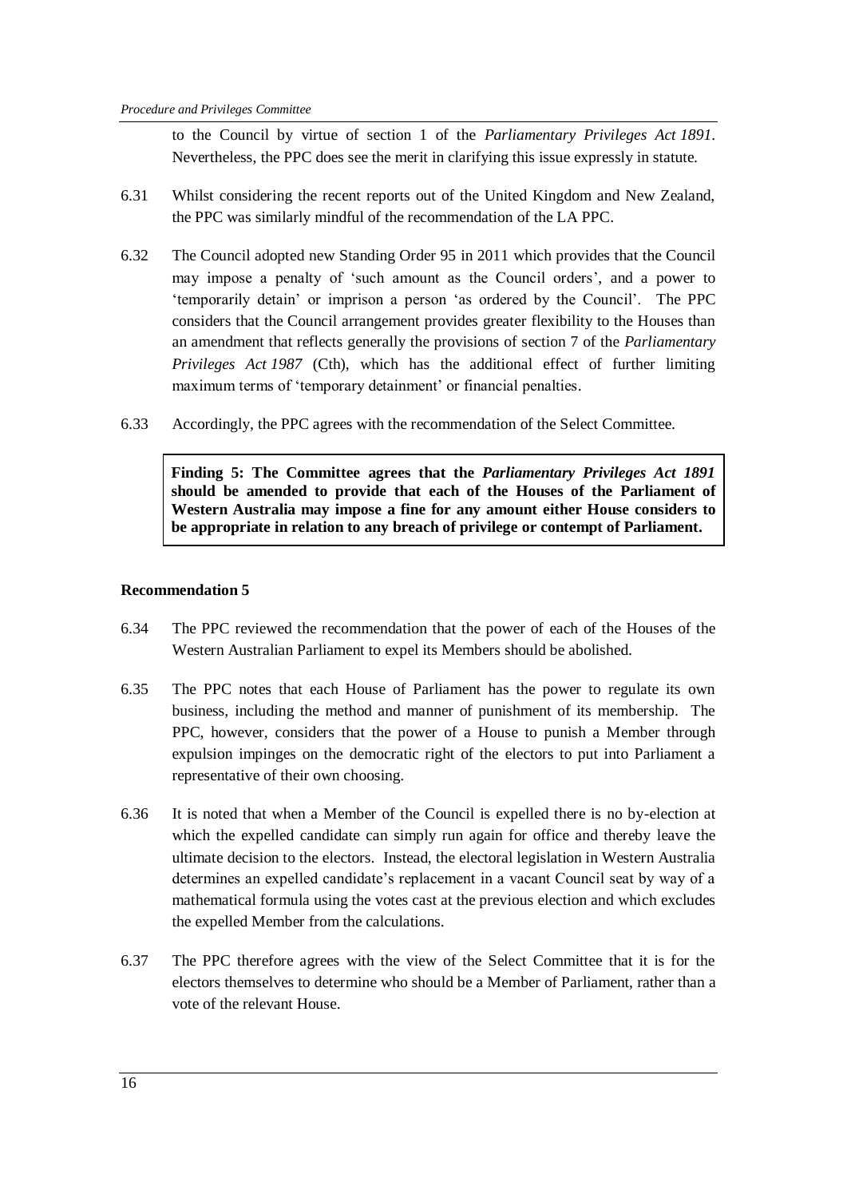to the Council by virtue of section 1 of the *Parliamentary Privileges Act 1891*. Nevertheless, the PPC does see the merit in clarifying this issue expressly in statute.

6.31 Whilst considering the recent reports out of the United Kingdom and New Zealand, the PPC was similarly mindful of the recommendation of the LA PPC.

6.32 The Council adopted new Standing Order 95 in 2011 which provides that the Council may impose a penalty of 'such amount as the Council orders', and a power to 'temporarily detain' or imprison a person 'as ordered by the Council'. The PPC considers that the Council arrangement provides greater flexibility to the Houses than an amendment that reflects generally the provisions of section 7 of the *Parliamentary Privileges Act 1987* (Cth), which has the additional effect of further limiting maximum terms of 'temporary detainment' or financial penalties.

6.33 Accordingly, the PPC agrees with the recommendation of the Select Committee.

> **Finding 5: The Committee agrees that the *Parliamentary Privileges Act 1891* should be amended to provide that each of the Houses of the Parliament of Western Australia may impose a fine for any amount either House considers to be appropriate in relation to any breach of privilege or contempt of Parliament.**

**Recommendation 5**

6.34 The PPC reviewed the recommendation that the power of each of the Houses of the Western Australian Parliament to expel its Members should be abolished.

6.35 The PPC notes that each House of Parliament has the power to regulate its own business, including the method and manner of punishment of its membership. The PPC, however, considers that the power of a House to punish a Member through expulsion impinges on the democratic right of the electors to put into Parliament a representative of their own choosing.

6.36 It is noted that when a Member of the Council is expelled there is no by-election at which the expelled candidate can simply run again for office and thereby leave the ultimate decision to the electors. Instead, the electoral legislation in Western Australia determines an expelled candidate's replacement in a vacant Council seat by way of a mathematical formula using the votes cast at the previous election and which excludes the expelled Member from the calculations.

6.37 The PPC therefore agrees with the view of the Select Committee that it is for the electors themselves to determine who should be a Member of Parliament, rather than a vote of the relevant House.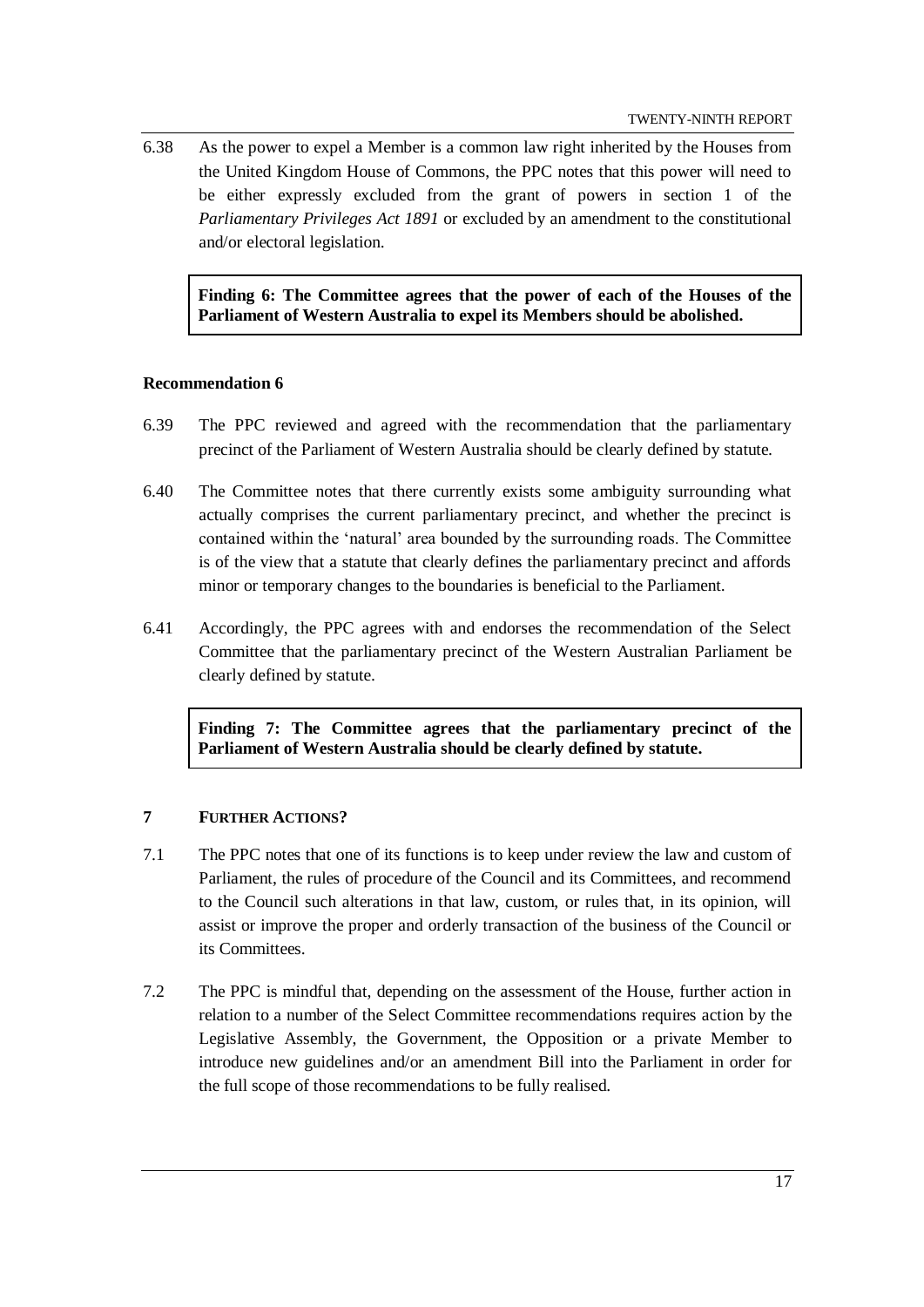6.38 As the power to expel a Member is a common law right inherited by the Houses from the United Kingdom House of Commons, the PPC notes that this power will need to be either expressly excluded from the grant of powers in section 1 of the *Parliamentary Privileges Act 1891* or excluded by an amendment to the constitutional and/or electoral legislation.

> **Finding 6: The Committee agrees that the power of each of the Houses of the Parliament of Western Australia to expel its Members should be abolished.**

**Recommendation 6**

6.39 The PPC reviewed and agreed with the recommendation that the parliamentary precinct of the Parliament of Western Australia should be clearly defined by statute.

6.40 The Committee notes that there currently exists some ambiguity surrounding what actually comprises the current parliamentary precinct, and whether the precinct is contained within the 'natural' area bounded by the surrounding roads. The Committee is of the view that a statute that clearly defines the parliamentary precinct and affords minor or temporary changes to the boundaries is beneficial to the Parliament.

6.41 Accordingly, the PPC agrees with and endorses the recommendation of the Select Committee that the parliamentary precinct of the Western Australian Parliament be clearly defined by statute.

> **Finding 7: The Committee agrees that the parliamentary precinct of the Parliament of Western Australia should be clearly defined by statute.**

## 7 FURTHER ACTIONS?

7.1 The PPC notes that one of its functions is to keep under review the law and custom of Parliament, the rules of procedure of the Council and its Committees, and recommend to the Council such alterations in that law, custom, or rules that, in its opinion, will assist or improve the proper and orderly transaction of the business of the Council or its Committees.

7.2 The PPC is mindful that, depending on the assessment of the House, further action in relation to a number of the Select Committee recommendations requires action by the Legislative Assembly, the Government, the Opposition or a private Member to introduce new guidelines and/or an amendment Bill into the Parliament in order for the full scope of those recommendations to be fully realised.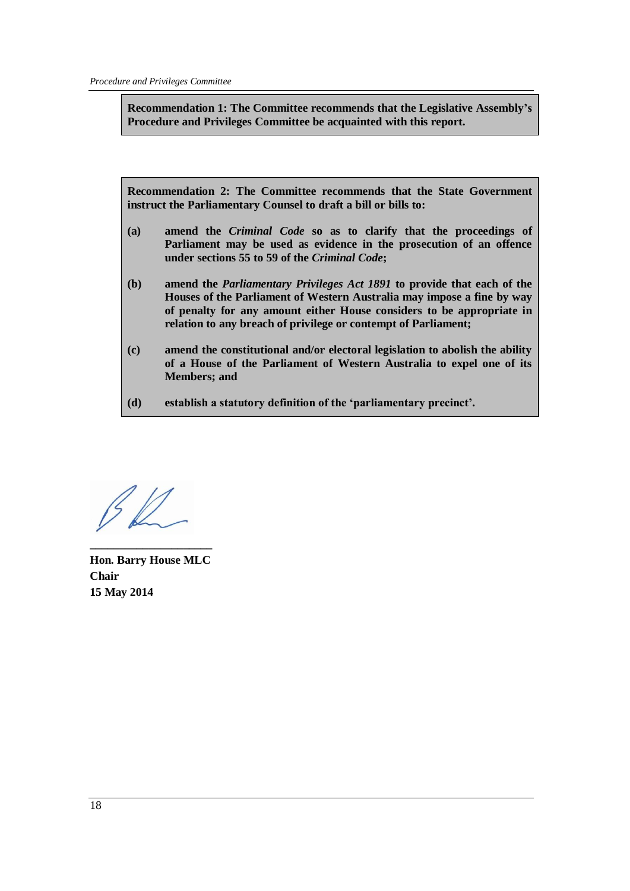**Recommendation 1: The Committee recommends that the Legislative Assembly's Procedure and Privileges Committee be acquainted with this report.**

**Recommendation 2: The Committee recommends that the State Government instruct the Parliamentary Counsel to draft a bill or bills to:**

**(a) amend the *Criminal Code* so as to clarify that the proceedings of Parliament may be used as evidence in the prosecution of an offence under sections 55 to 59 of the *Criminal Code*;**

**(b) amend the *Parliamentary Privileges Act 1891* to provide that each of the Houses of the Parliament of Western Australia may impose a fine by way of penalty for any amount either House considers to be appropriate in relation to any breach of privilege or contempt of Parliament;**

**(c) amend the constitutional and/or electoral legislation to abolish the ability of a House of the Parliament of Western Australia to expel one of its Members; and**

**(d) establish a statutory definition of the 'parliamentary precinct'.**

\_\_\_\_\_\_\_\_\_\_\_\_\_\_\_\_\_\_\_\_

**Hon. Barry House MLC**
**Chair**
**15 May 2014**